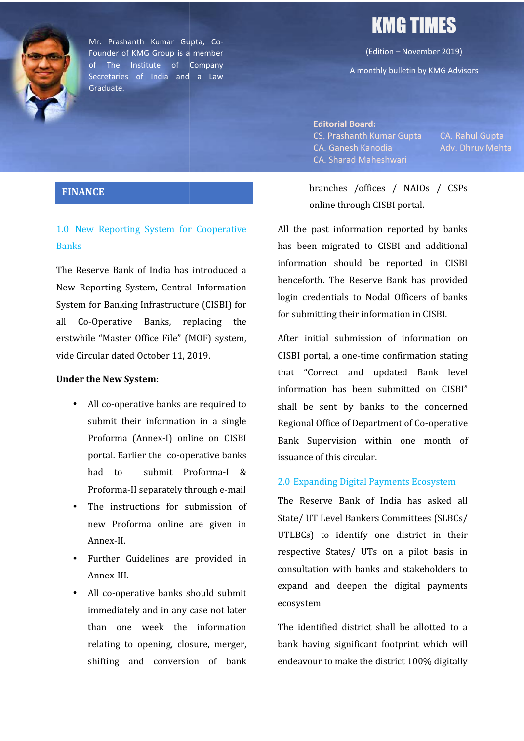# KMG TIMES

(Edition – November 2019)

A monthly bulletin by KMG Advisors

Mr. Prashanth Kumar Gupta, Co-Founder of KMG Group is a member of The Institute of Company Secretaries of India and a Law Graduate.

**Editorial Board:**
CS. Prashanth Kumar Gupta
CA. Ganesh Kanodia
CA. Sharad Maheshwari
CA. Rahul Gupta
Adv. Dhruv Mehta

## FINANCE

### 1.0 New Reporting System for Cooperative Banks

The Reserve Bank of India has introduced a New Reporting System, Central Information System for Banking Infrastructure (CISBI) for all Co-Operative Banks, replacing the erstwhile "Master Office File" (MOF) system, vide Circular dated October 11, 2019.

**Under the New System:**

- All co-operative banks are required to submit their information in a single Proforma (Annex-I) online on CISBI portal. Earlier the co-operative banks had to submit Proforma-I & Proforma-II separately through e-mail
- The instructions for submission of new Proforma online are given in Annex-II.
- Further Guidelines are provided in Annex-III.
- All co-operative banks should submit immediately and in any case not later than one week the information relating to opening, closure, merger, shifting and conversion of bank branches /offices / NAIOs / CSPs online through CISBI portal.

All the past information reported by banks has been migrated to CISBI and additional information should be reported in CISBI henceforth. The Reserve Bank has provided login credentials to Nodal Officers of banks for submitting their information in CISBI.

After initial submission of information on CISBI portal, a one-time confirmation stating that "Correct and updated Bank level information has been submitted on CISBI" shall be sent by banks to the concerned Regional Office of Department of Co-operative Bank Supervision within one month of issuance of this circular.

### 2.0 Expanding Digital Payments Ecosystem

The Reserve Bank of India has asked all State/ UT Level Bankers Committees (SLBCs/ UTLBCs) to identify one district in their respective States/ UTs on a pilot basis in consultation with banks and stakeholders to expand and deepen the digital payments ecosystem.

The identified district shall be allotted to a bank having significant footprint which will endeavour to make the district 100% digitally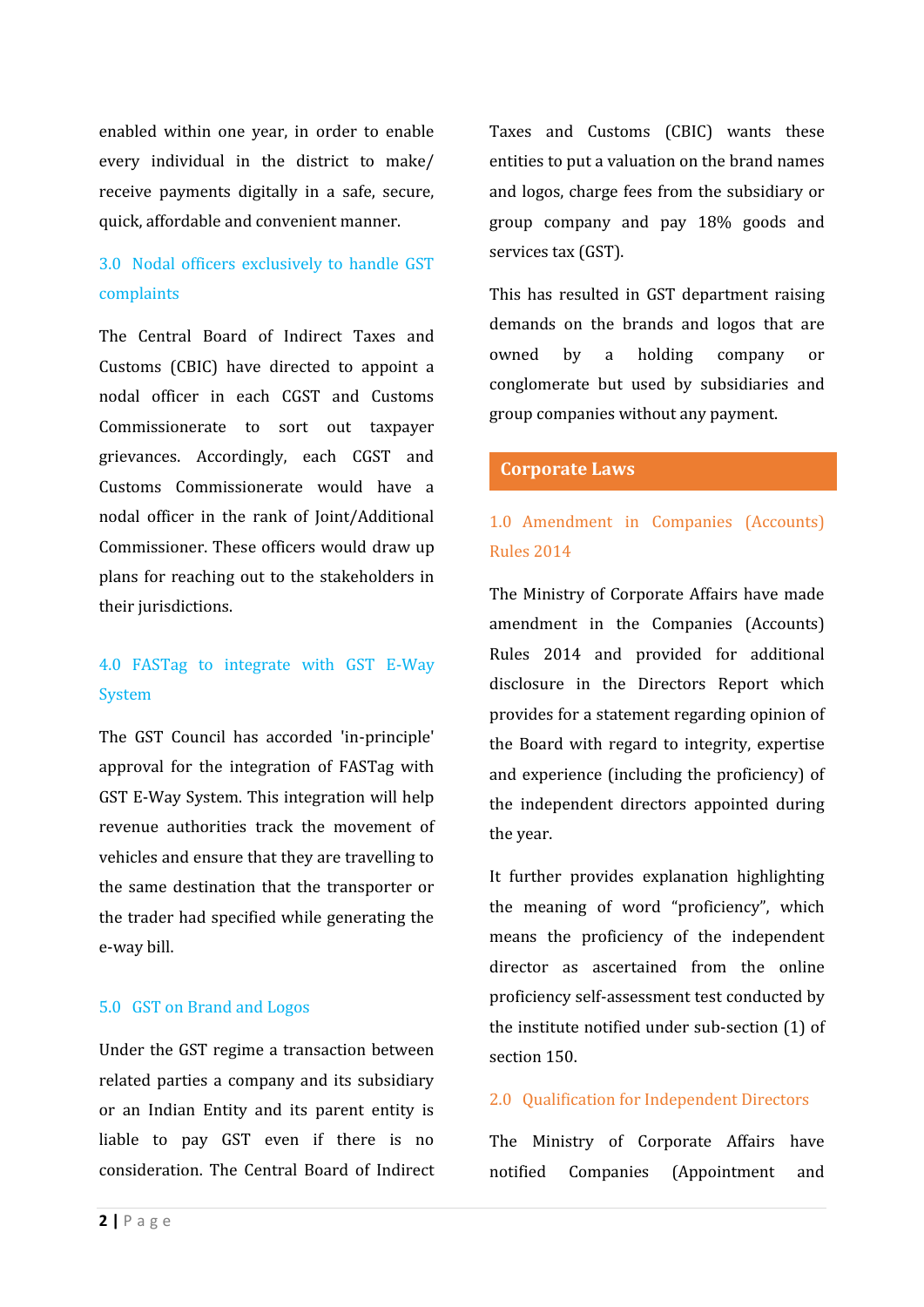enabled within one year, in order to enable every individual in the district to make/ receive payments digitally in a safe, secure, quick, affordable and convenient manner.

### 3.0 Nodal officers exclusively to handle GST complaints

The Central Board of Indirect Taxes and Customs (CBIC) have directed to appoint a nodal officer in each CGST and Customs Commissionerate to sort out taxpayer grievances. Accordingly, each CGST and Customs Commissionerate would have a nodal officer in the rank of Joint/Additional Commissioner. These officers would draw up plans for reaching out to the stakeholders in their jurisdictions.

### 4.0 FASTag to integrate with GST E-Way System

The GST Council has accorded 'in-principle' approval for the integration of FASTag with GST E-Way System. This integration will help revenue authorities track the movement of vehicles and ensure that they are travelling to the same destination that the transporter or the trader had specified while generating the e-way bill.

### 5.0 GST on Brand and Logos

Under the GST regime a transaction between related parties a company and its subsidiary or an Indian Entity and its parent entity is liable to pay GST even if there is no consideration. The Central Board of Indirect Taxes and Customs (CBIC) wants these entities to put a valuation on the brand names and logos, charge fees from the subsidiary or group company and pay 18% goods and services tax (GST).

This has resulted in GST department raising demands on the brands and logos that are owned by a holding company or conglomerate but used by subsidiaries and group companies without any payment.

## Corporate Laws

### 1.0 Amendment in Companies (Accounts) Rules 2014

The Ministry of Corporate Affairs have made amendment in the Companies (Accounts) Rules 2014 and provided for additional disclosure in the Directors Report which provides for a statement regarding opinion of the Board with regard to integrity, expertise and experience (including the proficiency) of the independent directors appointed during the year.

It further provides explanation highlighting the meaning of word “proficiency”, which means the proficiency of the independent director as ascertained from the online proficiency self-assessment test conducted by the institute notified under sub-section (1) of section 150.

### 2.0 Qualification for Independent Directors

The Ministry of Corporate Affairs have notified Companies (Appointment and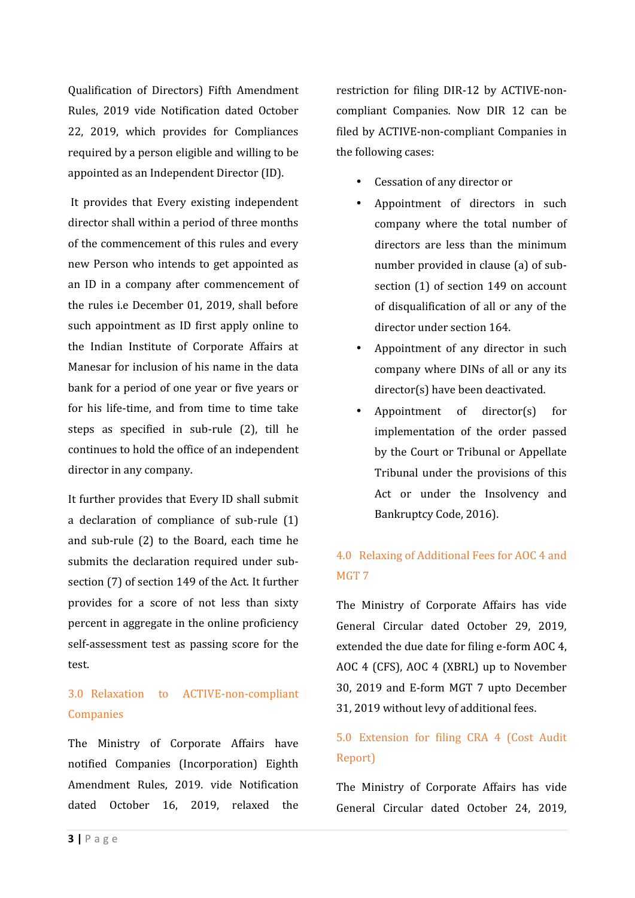Qualification of Directors) Fifth Amendment Rules, 2019 vide Notification dated October 22, 2019, which provides for Compliances required by a person eligible and willing to be appointed as an Independent Director (ID).

It provides that Every existing independent director shall within a period of three months of the commencement of this rules and every new Person who intends to get appointed as an ID in a company after commencement of the rules i.e December 01, 2019, shall before such appointment as ID first apply online to the Indian Institute of Corporate Affairs at Manesar for inclusion of his name in the data bank for a period of one year or five years or for his life-time, and from time to time take steps as specified in sub-rule (2), till he continues to hold the office of an independent director in any company.

It further provides that Every ID shall submit a declaration of compliance of sub-rule (1) and sub-rule (2) to the Board, each time he submits the declaration required under sub-section (7) of section 149 of the Act. It further provides for a score of not less than sixty percent in aggregate in the online proficiency self-assessment test as passing score for the test.

## 3.0 Relaxation to ACTIVE-non-compliant Companies

The Ministry of Corporate Affairs have notified Companies (Incorporation) Eighth Amendment Rules, 2019. vide Notification dated October 16, 2019, relaxed the restriction for filing DIR-12 by ACTIVE-non-compliant Companies. Now DIR 12 can be filed by ACTIVE-non-compliant Companies in the following cases:

- Cessation of any director or
- Appointment of directors in such company where the total number of directors are less than the minimum number provided in clause (a) of sub-section (1) of section 149 on account of disqualification of all or any of the director under section 164.
- Appointment of any director in such company where DINs of all or any its director(s) have been deactivated.
- Appointment of director(s) for implementation of the order passed by the Court or Tribunal or Appellate Tribunal under the provisions of this Act or under the Insolvency and Bankruptcy Code, 2016).

## 4.0 Relaxing of Additional Fees for AOC 4 and MGT 7

The Ministry of Corporate Affairs has vide General Circular dated October 29, 2019, extended the due date for filing e-form AOC 4, AOC 4 (CFS), AOC 4 (XBRL) up to November 30, 2019 and E-form MGT 7 upto December 31, 2019 without levy of additional fees.

## 5.0 Extension for filing CRA 4 (Cost Audit Report)

The Ministry of Corporate Affairs has vide General Circular dated October 24, 2019,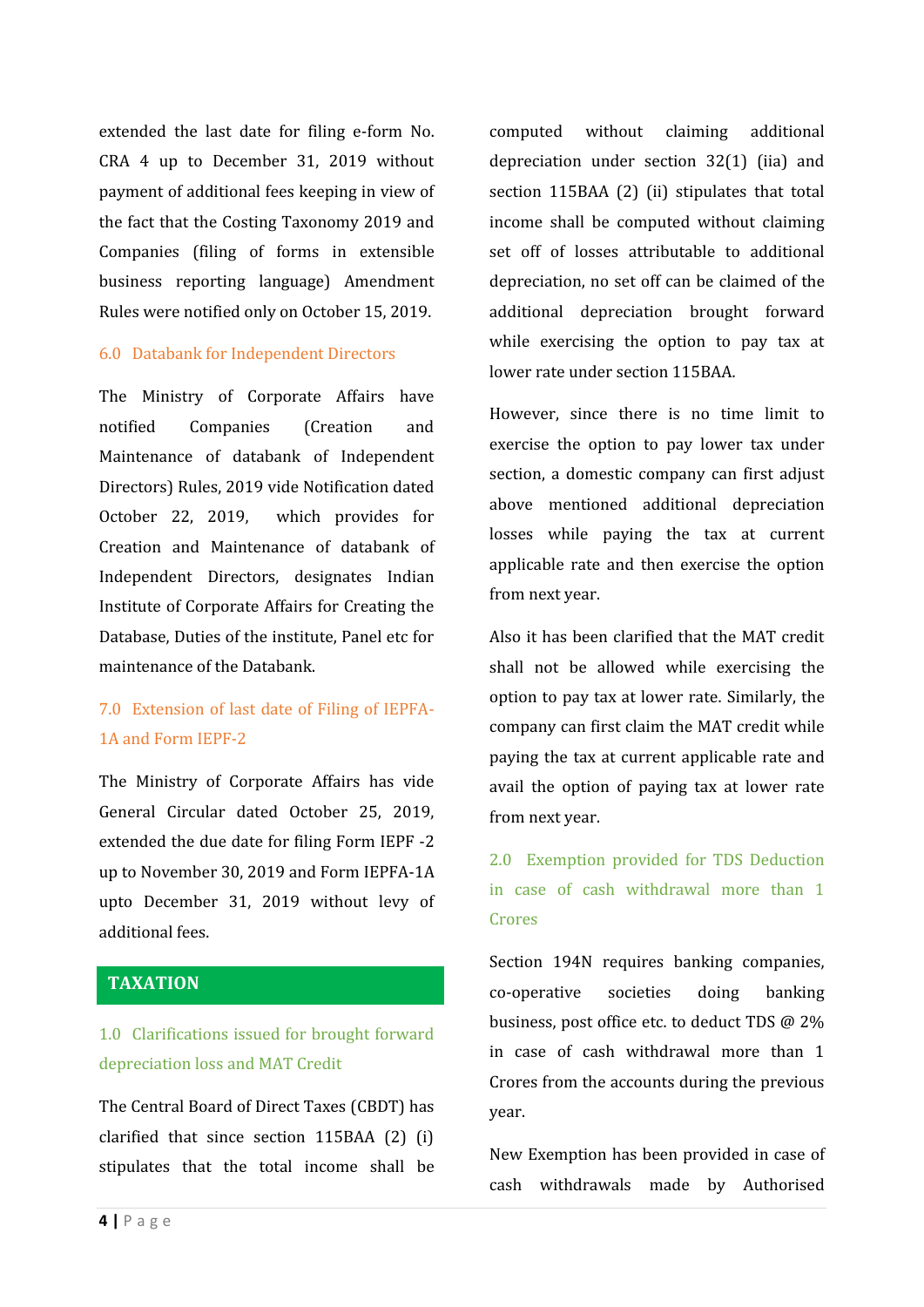extended the last date for filing e-form No. CRA 4 up to December 31, 2019 without payment of additional fees keeping in view of the fact that the Costing Taxonomy 2019 and Companies (filing of forms in extensible business reporting language) Amendment Rules were notified only on October 15, 2019.

### 6.0 Databank for Independent Directors

The Ministry of Corporate Affairs have notified Companies (Creation and Maintenance of databank of Independent Directors) Rules, 2019 vide Notification dated October 22, 2019, which provides for Creation and Maintenance of databank of Independent Directors, designates Indian Institute of Corporate Affairs for Creating the Database, Duties of the institute, Panel etc for maintenance of the Databank.

### 7.0 Extension of last date of Filing of IEPFA-1A and Form IEPF-2

The Ministry of Corporate Affairs has vide General Circular dated October 25, 2019, extended the due date for filing Form IEPF -2 up to November 30, 2019 and Form IEPFA-1A upto December 31, 2019 without levy of additional fees.

## TAXATION

### 1.0 Clarifications issued for brought forward depreciation loss and MAT Credit

The Central Board of Direct Taxes (CBDT) has clarified that since section 115BAA (2) (i) stipulates that the total income shall be computed without claiming additional depreciation under section 32(1) (iia) and section 115BAA (2) (ii) stipulates that total income shall be computed without claiming set off of losses attributable to additional depreciation, no set off can be claimed of the additional depreciation brought forward while exercising the option to pay tax at lower rate under section 115BAA.

However, since there is no time limit to exercise the option to pay lower tax under section, a domestic company can first adjust above mentioned additional depreciation losses while paying the tax at current applicable rate and then exercise the option from next year.

Also it has been clarified that the MAT credit shall not be allowed while exercising the option to pay tax at lower rate. Similarly, the company can first claim the MAT credit while paying the tax at current applicable rate and avail the option of paying tax at lower rate from next year.

### 2.0 Exemption provided for TDS Deduction in case of cash withdrawal more than 1 Crores

Section 194N requires banking companies, co-operative societies doing banking business, post office etc. to deduct TDS @ 2% in case of cash withdrawal more than 1 Crores from the accounts during the previous year.

New Exemption has been provided in case of cash withdrawals made by Authorised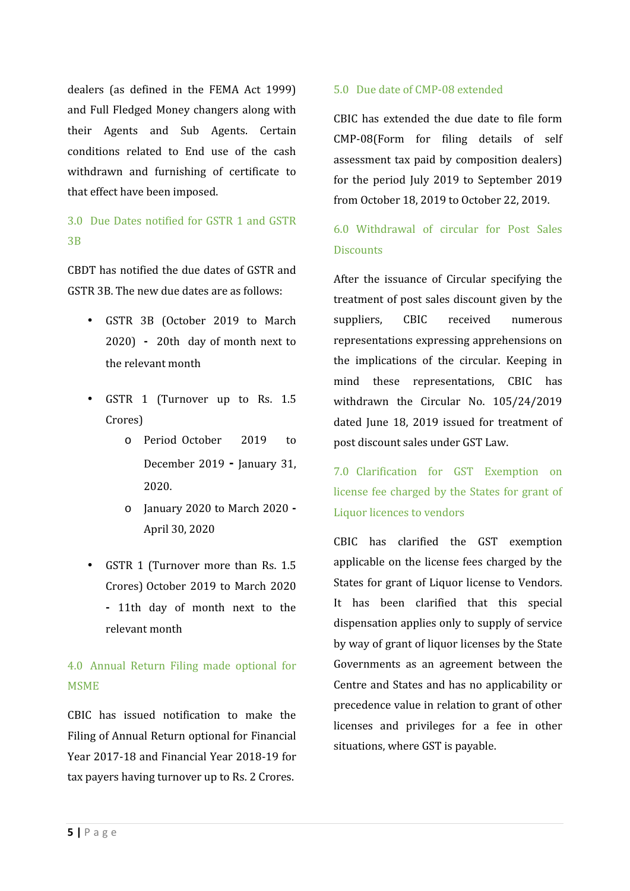dealers (as defined in the FEMA Act 1999) and Full Fledged Money changers along with their Agents and Sub Agents. Certain conditions related to End use of the cash withdrawn and furnishing of certificate to that effect have been imposed.

## 3.0 Due Dates notified for GSTR 1 and GSTR 3B

CBDT has notified the due dates of GSTR and GSTR 3B. The new due dates are as follows:

- GSTR 3B (October 2019 to March 2020) - 20th day of month next to the relevant month
- GSTR 1 (Turnover up to Rs. 1.5 Crores)
  - Period October 2019 to December 2019 - January 31, 2020.
  - January 2020 to March 2020 - April 30, 2020
- GSTR 1 (Turnover more than Rs. 1.5 Crores) October 2019 to March 2020 - 11th day of month next to the relevant month

## 4.0 Annual Return Filing made optional for MSME

CBIC has issued notification to make the Filing of Annual Return optional for Financial Year 2017-18 and Financial Year 2018-19 for tax payers having turnover up to Rs. 2 Crores.

## 5.0 Due date of CMP-08 extended

CBIC has extended the due date to file form CMP-08(Form for filing details of self assessment tax paid by composition dealers) for the period July 2019 to September 2019 from October 18, 2019 to October 22, 2019.

## 6.0 Withdrawal of circular for Post Sales Discounts

After the issuance of Circular specifying the treatment of post sales discount given by the suppliers, CBIC received numerous representations expressing apprehensions on the implications of the circular. Keeping in mind these representations, CBIC has withdrawn the Circular No. 105/24/2019 dated June 18, 2019 issued for treatment of post discount sales under GST Law.

## 7.0 Clarification for GST Exemption on license fee charged by the States for grant of Liquor licences to vendors

CBIC has clarified the GST exemption applicable on the license fees charged by the States for grant of Liquor license to Vendors. It has been clarified that this special dispensation applies only to supply of service by way of grant of liquor licenses by the State Governments as an agreement between the Centre and States and has no applicability or precedence value in relation to grant of other licenses and privileges for a fee in other situations, where GST is payable.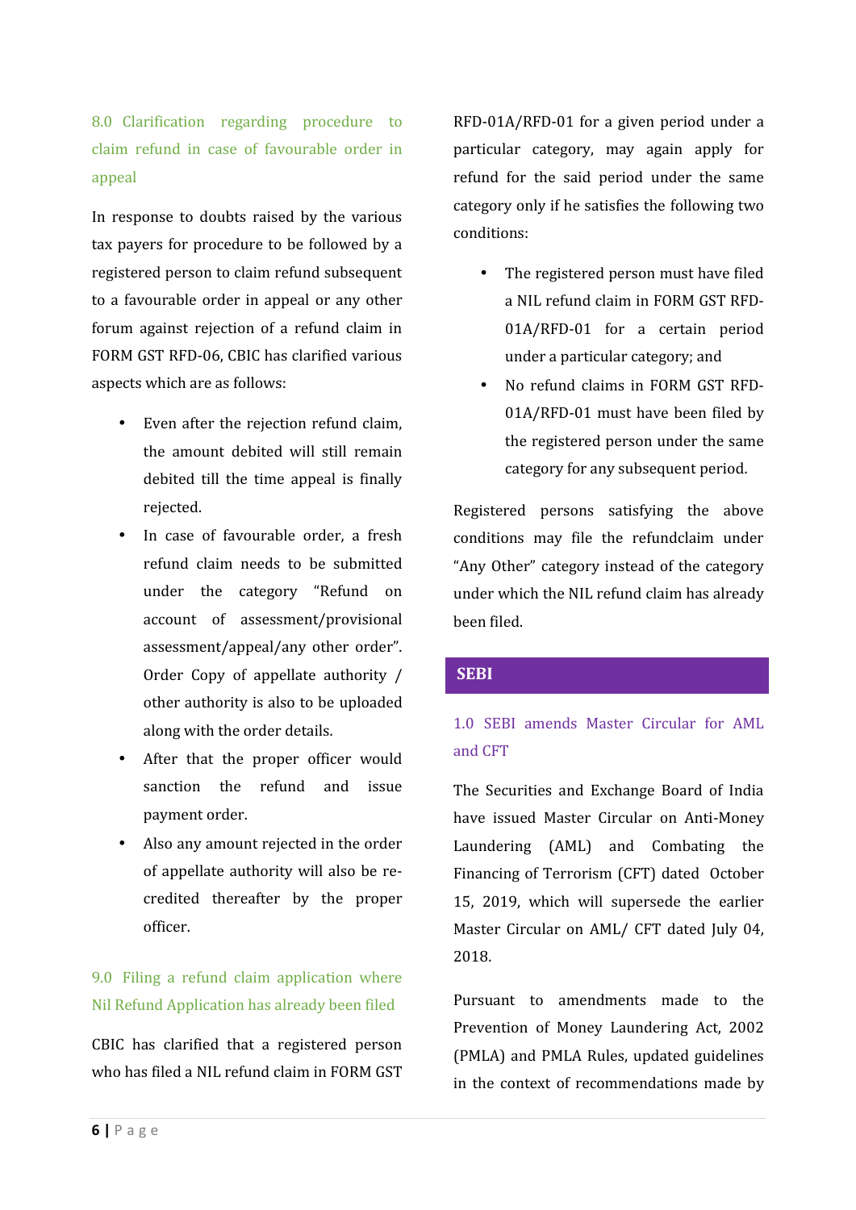### 8.0 Clarification regarding procedure to claim refund in case of favourable order in appeal

In response to doubts raised by the various tax payers for procedure to be followed by a registered person to claim refund subsequent to a favourable order in appeal or any other forum against rejection of a refund claim in FORM GST RFD-06, CBIC has clarified various aspects which are as follows:

- Even after the rejection refund claim, the amount debited will still remain debited till the time appeal is finally rejected.
- In case of favourable order, a fresh refund claim needs to be submitted under the category "Refund on account of assessment/provisional assessment/appeal/any other order". Order Copy of appellate authority / other authority is also to be uploaded along with the order details.
- After that the proper officer would sanction the refund and issue payment order.
- Also any amount rejected in the order of appellate authority will also be re-credited thereafter by the proper officer.

### 9.0 Filing a refund claim application where Nil Refund Application has already been filed

CBIC has clarified that a registered person who has filed a NIL refund claim in FORM GST RFD-01A/RFD-01 for a given period under a particular category, may again apply for refund for the said period under the same category only if he satisfies the following two conditions:

- The registered person must have filed a NIL refund claim in FORM GST RFD-01A/RFD-01 for a certain period under a particular category; and
- No refund claims in FORM GST RFD-01A/RFD-01 must have been filed by the registered person under the same category for any subsequent period.

Registered persons satisfying the above conditions may file the refundclaim under "Any Other" category instead of the category under which the NIL refund claim has already been filed.

## SEBI

### 1.0 SEBI amends Master Circular for AML and CFT

The Securities and Exchange Board of India have issued Master Circular on Anti-Money Laundering (AML) and Combating the Financing of Terrorism (CFT) dated October 15, 2019, which will supersede the earlier Master Circular on AML/ CFT dated July 04, 2018.

Pursuant to amendments made to the Prevention of Money Laundering Act, 2002 (PMLA) and PMLA Rules, updated guidelines in the context of recommendations made by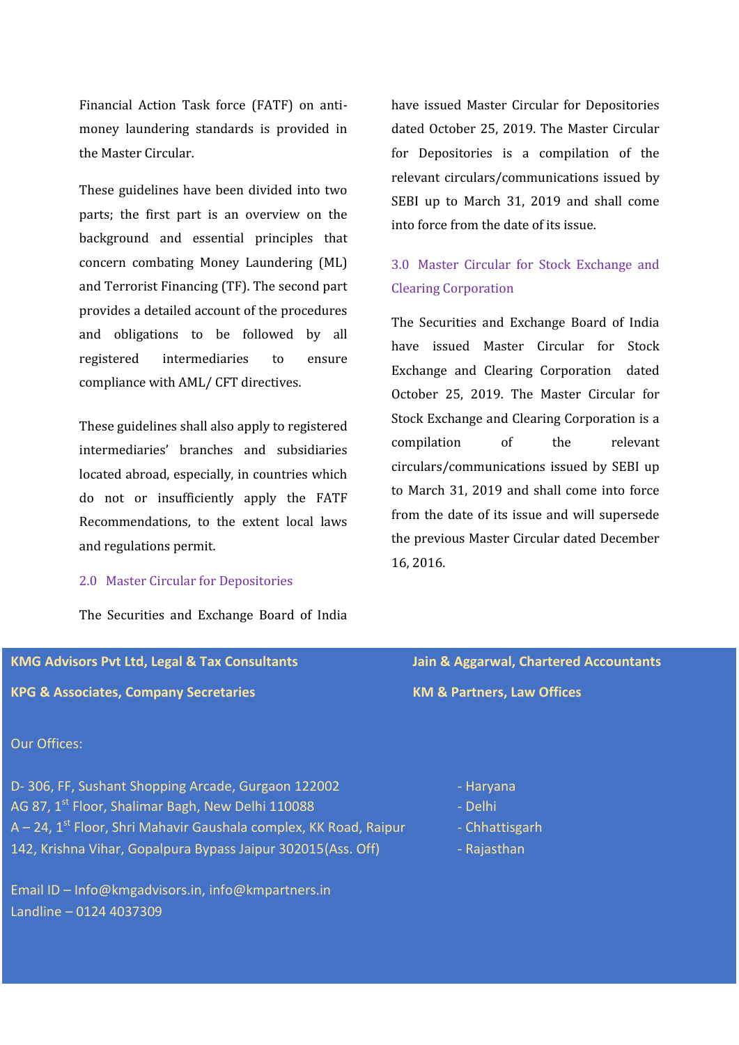Financial Action Task force (FATF) on anti-money laundering standards is provided in the Master Circular.

These guidelines have been divided into two parts; the first part is an overview on the background and essential principles that concern combating Money Laundering (ML) and Terrorist Financing (TF). The second part provides a detailed account of the procedures and obligations to be followed by all registered intermediaries to ensure compliance with AML/ CFT directives.

These guidelines shall also apply to registered intermediaries' branches and subsidiaries located abroad, especially, in countries which do not or insufficiently apply the FATF Recommendations, to the extent local laws and regulations permit.

## 2.0 Master Circular for Depositories

The Securities and Exchange Board of India have issued Master Circular for Depositories dated October 25, 2019. The Master Circular for Depositories is a compilation of the relevant circulars/communications issued by SEBI up to March 31, 2019 and shall come into force from the date of its issue.

## 3.0 Master Circular for Stock Exchange and Clearing Corporation

The Securities and Exchange Board of India have issued Master Circular for Stock Exchange and Clearing Corporation dated October 25, 2019. The Master Circular for Stock Exchange and Clearing Corporation is a compilation of the relevant circulars/communications issued by SEBI up to March 31, 2019 and shall come into force from the date of its issue and will supersede the previous Master Circular dated December 16, 2016.

**KMG Advisors Pvt Ltd, Legal & Tax Consultants**

**Jain & Aggarwal, Chartered Accountants**

**KPG & Associates, Company Secretaries**

**KM & Partners, Law Offices**

Our Offices:

D- 306, FF, Sushant Shopping Arcade, Gurgaon 122002 - Haryana
AG 87, 1st Floor, Shalimar Bagh, New Delhi 110088 - Delhi
A – 24, 1st Floor, Shri Mahavir Gaushala complex, KK Road, Raipur - Chhattisgarh
142, Krishna Vihar, Gopalpura Bypass Jaipur 302015(Ass. Off) - Rajasthan

Email ID – Info@kmgadvisors.in, info@kmpartners.in
Landline – 0124 4037309